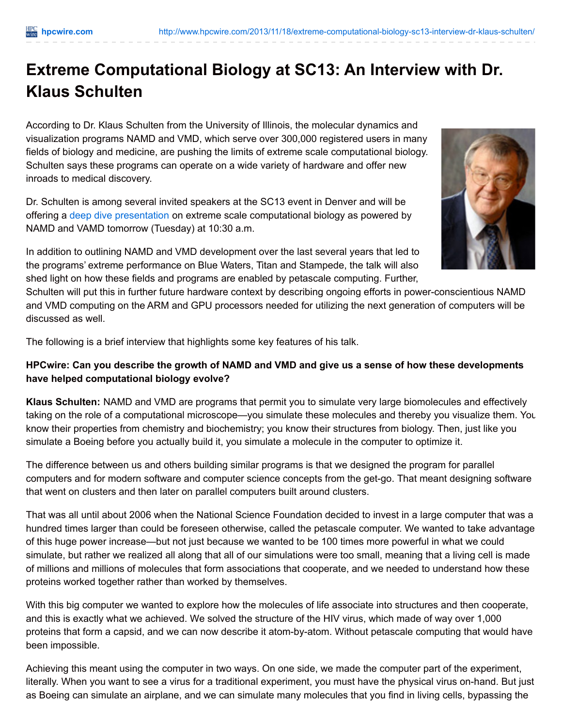# Extreme Computational Biology at SC13: An Interview with Dr. Klaus Schulten

According to Dr. Klaus Schulten from the University of Illinois, the molecular dynamics and visualization programs NAMD and VMD, which serve over 300,000 registered users in many fields of biology and medicine, are pushing the limits of extreme scale computational biology. Schulten says these programs can operate on a wide variety of hardware and offer new inroads to medical discovery.

Dr. Schulten is among several invited speakers at the SC13 event in Denver and will be offering a deep dive presentation on extreme scale computational biology as powered by NAMD and VAMD tomorrow (Tuesday) at 10:30 a.m.

In addition to outlining NAMD and VMD development over the last several years that led to the programs' extreme performance on Blue Waters, Titan and Stampede, the talk will also shed light on how these fields and programs are enabled by petascale computing. Further, Schulten will put this in further future hardware context by describing ongoing efforts in power-conscientious NAMD and VMD computing on the ARM and GPU processors needed for utilizing the next generation of computers will be discussed as well.

The following is a brief interview that highlights some key features of his talk.

**HPCwire: Can you describe the growth of NAMD and VMD and give us a sense of how these developments have helped computational biology evolve?**

**Klaus Schulten:** NAMD and VMD are programs that permit you to simulate very large biomolecules and effectively taking on the role of a computational microscope—you simulate these molecules and thereby you visualize them. You know their properties from chemistry and biochemistry; you know their structures from biology. Then, just like you simulate a Boeing before you actually build it, you simulate a molecule in the computer to optimize it.

The difference between us and others building similar programs is that we designed the program for parallel computers and for modern software and computer science concepts from the get-go. That meant designing software that went on clusters and then later on parallel computers built around clusters.

That was all until about 2006 when the National Science Foundation decided to invest in a large computer that was a hundred times larger than could be foreseen otherwise, called the petascale computer. We wanted to take advantage of this huge power increase—but not just because we wanted to be 100 times more powerful in what we could simulate, but rather we realized all along that all of our simulations were too small, meaning that a living cell is made of millions and millions of molecules that form associations that cooperate, and we needed to understand how these proteins worked together rather than worked by themselves.

With this big computer we wanted to explore how the molecules of life associate into structures and then cooperate, and this is exactly what we achieved. We solved the structure of the HIV virus, which made of way over 1,000 proteins that form a capsid, and we can now describe it atom-by-atom. Without petascale computing that would have been impossible.

Achieving this meant using the computer in two ways. On one side, we made the computer part of the experiment, literally. When you want to see a virus for a traditional experiment, you must have the physical virus on-hand. But just as Boeing can simulate an airplane, and we can simulate many molecules that you find in living cells, bypassing the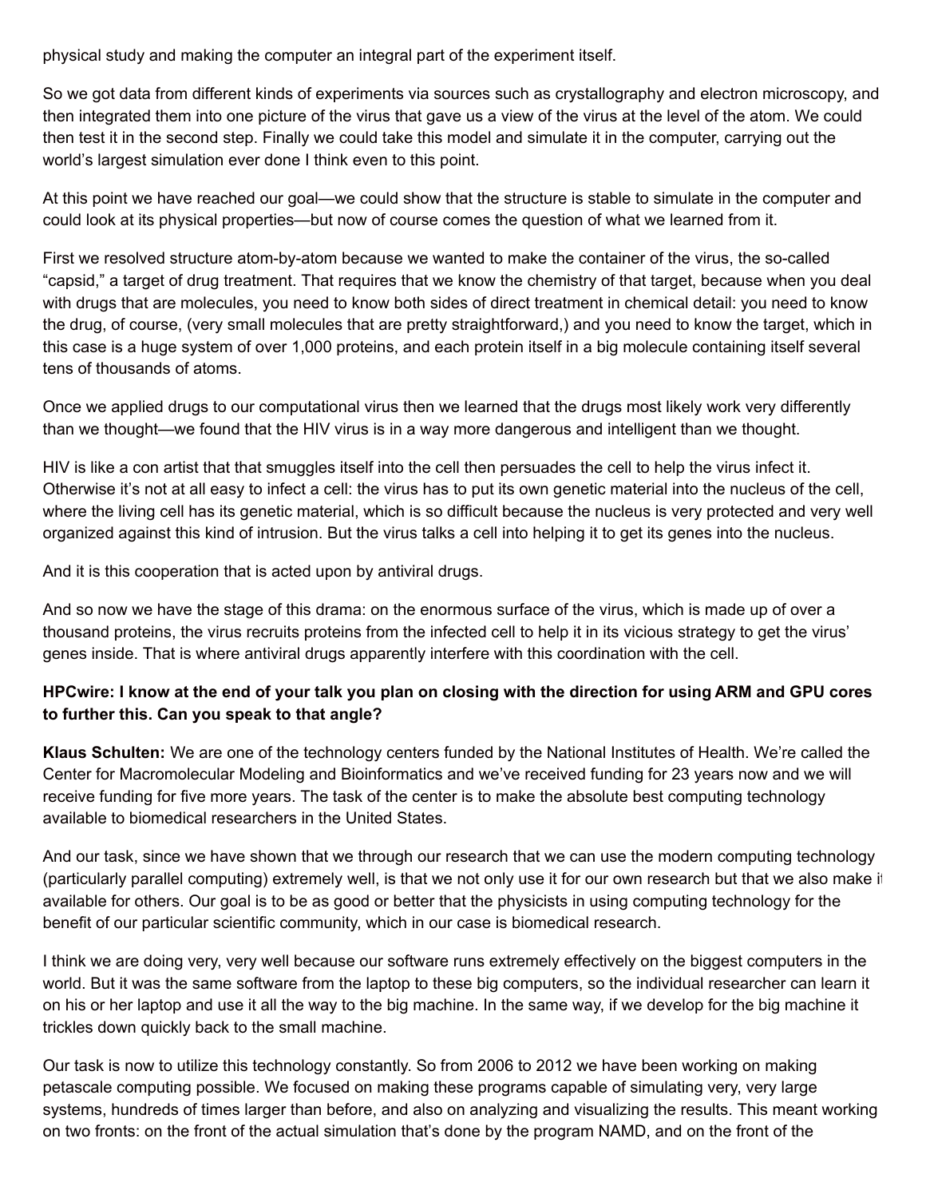physical study and making the computer an integral part of the experiment itself.

So we got data from different kinds of experiments via sources such as crystallography and electron microscopy, and then integrated them into one picture of the virus that gave us a view of the virus at the level of the atom. We could then test it in the second step. Finally we could take this model and simulate it in the computer, carrying out the world's largest simulation ever done I think even to this point.

At this point we have reached our goal—we could show that the structure is stable to simulate in the computer and could look at its physical properties—but now of course comes the question of what we learned from it.

First we resolved structure atom-by-atom because we wanted to make the container of the virus, the so-called "capsid," a target of drug treatment. That requires that we know the chemistry of that target, because when you deal with drugs that are molecules, you need to know both sides of direct treatment in chemical detail: you need to know the drug, of course, (very small molecules that are pretty straightforward,) and you need to know the target, which in this case is a huge system of over 1,000 proteins, and each protein itself in a big molecule containing itself several tens of thousands of atoms.

Once we applied drugs to our computational virus then we learned that the drugs most likely work very differently than we thought—we found that the HIV virus is in a way more dangerous and intelligent than we thought.

HIV is like a con artist that that smuggles itself into the cell then persuades the cell to help the virus infect it. Otherwise it's not at all easy to infect a cell: the virus has to put its own genetic material into the nucleus of the cell, where the living cell has its genetic material, which is so difficult because the nucleus is very protected and very well organized against this kind of intrusion. But the virus talks a cell into helping it to get its genes into the nucleus.

And it is this cooperation that is acted upon by antiviral drugs.

And so now we have the stage of this drama: on the enormous surface of the virus, which is made up of over a thousand proteins, the virus recruits proteins from the infected cell to help it in its vicious strategy to get the virus' genes inside. That is where antiviral drugs apparently interfere with this coordination with the cell.

**HPCwire: I know at the end of your talk you plan on closing with the direction for using ARM and GPU cores to further this. Can you speak to that angle?**

**Klaus Schulten:** We are one of the technology centers funded by the National Institutes of Health. We're called the Center for Macromolecular Modeling and Bioinformatics and we've received funding for 23 years now and we will receive funding for five more years. The task of the center is to make the absolute best computing technology available to biomedical researchers in the United States.

And our task, since we have shown that we through our research that we can use the modern computing technology (particularly parallel computing) extremely well, is that we not only use it for our own research but that we also make it available for others. Our goal is to be as good or better that the physicists in using computing technology for the benefit of our particular scientific community, which in our case is biomedical research.

I think we are doing very, very well because our software runs extremely effectively on the biggest computers in the world. But it was the same software from the laptop to these big computers, so the individual researcher can learn it on his or her laptop and use it all the way to the big machine. In the same way, if we develop for the big machine it trickles down quickly back to the small machine.

Our task is now to utilize this technology constantly. So from 2006 to 2012 we have been working on making petascale computing possible. We focused on making these programs capable of simulating very, very large systems, hundreds of times larger than before, and also on analyzing and visualizing the results. This meant working on two fronts: on the front of the actual simulation that's done by the program NAMD, and on the front of the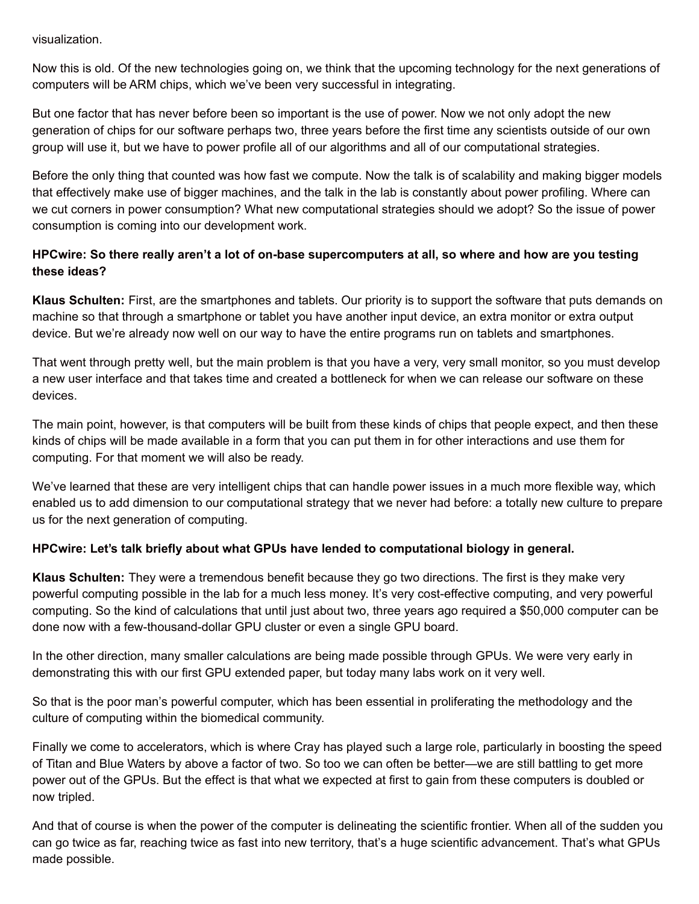visualization.

Now this is old. Of the new technologies going on, we think that the upcoming technology for the next generations of computers will be ARM chips, which we've been very successful in integrating.

But one factor that has never before been so important is the use of power. Now we not only adopt the new generation of chips for our software perhaps two, three years before the first time any scientists outside of our own group will use it, but we have to power profile all of our algorithms and all of our computational strategies.

Before the only thing that counted was how fast we compute. Now the talk is of scalability and making bigger models that effectively make use of bigger machines, and the talk in the lab is constantly about power profiling. Where can we cut corners in power consumption? What new computational strategies should we adopt? So the issue of power consumption is coming into our development work.

**HPCwire: So there really aren't a lot of on-base supercomputers at all, so where and how are you testing these ideas?**

**Klaus Schulten:** First, are the smartphones and tablets. Our priority is to support the software that puts demands on machine so that through a smartphone or tablet you have another input device, an extra monitor or extra output device. But we're already now well on our way to have the entire programs run on tablets and smartphones.

That went through pretty well, but the main problem is that you have a very, very small monitor, so you must develop a new user interface and that takes time and created a bottleneck for when we can release our software on these devices.

The main point, however, is that computers will be built from these kinds of chips that people expect, and then these kinds of chips will be made available in a form that you can put them in for other interactions and use them for computing. For that moment we will also be ready.

We've learned that these are very intelligent chips that can handle power issues in a much more flexible way, which enabled us to add dimension to our computational strategy that we never had before: a totally new culture to prepare us for the next generation of computing.

**HPCwire: Let's talk briefly about what GPUs have lended to computational biology in general.**

**Klaus Schulten:** They were a tremendous benefit because they go two directions. The first is they make very powerful computing possible in the lab for a much less money. It's very cost-effective computing, and very powerful computing. So the kind of calculations that until just about two, three years ago required a $50,000 computer can be done now with a few-thousand-dollar GPU cluster or even a single GPU board.

In the other direction, many smaller calculations are being made possible through GPUs. We were very early in demonstrating this with our first GPU extended paper, but today many labs work on it very well.

So that is the poor man's powerful computer, which has been essential in proliferating the methodology and the culture of computing within the biomedical community.

Finally we come to accelerators, which is where Cray has played such a large role, particularly in boosting the speed of Titan and Blue Waters by above a factor of two. So too we can often be better—we are still battling to get more power out of the GPUs. But the effect is that what we expected at first to gain from these computers is doubled or now tripled.

And that of course is when the power of the computer is delineating the scientific frontier. When all of the sudden you can go twice as far, reaching twice as fast into new territory, that's a huge scientific advancement. That's what GPUs made possible.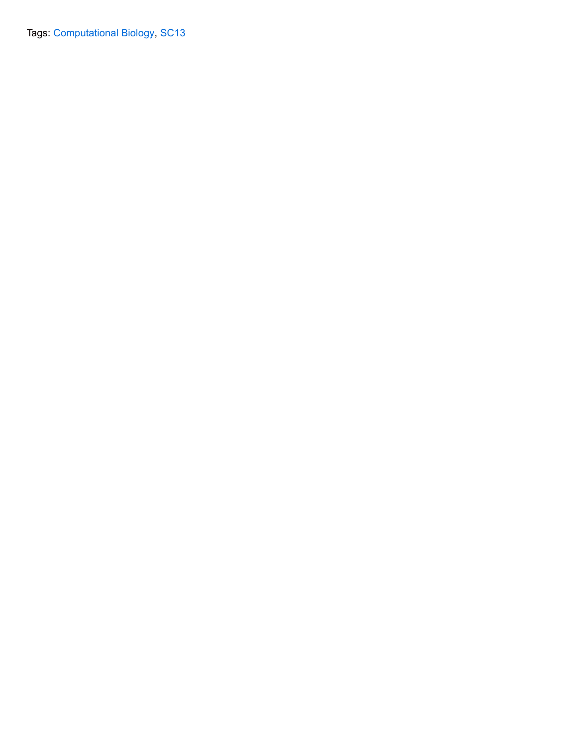Tags: Computational Biology, SC13